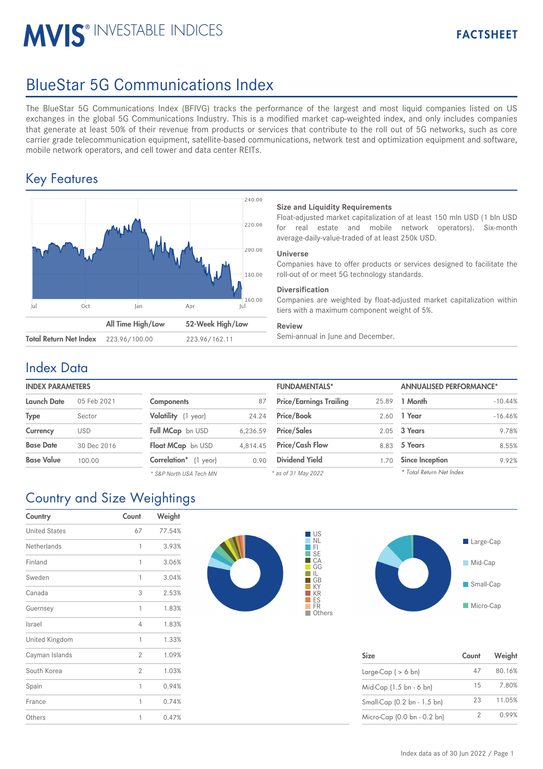# MVIS® INVESTABLE INDICES

FACTSHEET

# BlueStar 5G Communications Index

The BlueStar 5G Communications Index (BFIVG) tracks the performance of the largest and most liquid companies listed on US exchanges in the global 5G Communications Industry. This is a modified market cap-weighted index, and only includes companies that generate at least 50% of their revenue from products or services that contribute to the roll out of 5G networks, such as core carrier grade telecommunication equipment, satellite-based communications, network test and optimization equipment and software, mobile network operators, and cell tower and data center REITs.

## Key Features

| | All Time High/Low | 52-Week High/Low |
|---|---|---|
| Total Return Net Index | 223.96/100.00 | 223.96/162.11 |

### Size and Liquidity Requirements

Float-adjusted market capitalization of at least 150 mln USD (1 bln USD for real estate and mobile network operators). Six-month average-daily-value-traded of at least 250k USD.

### Universe

Companies have to offer products or services designed to facilitate the roll-out of or meet 5G technology standards.

### Diversification

Companies are weighted by float-adjusted market capitalization within tiers with a maximum component weight of 5%.

### Review

Semi-annual in June and December.

## Index Data

**INDEX PARAMETERS**

| | |
|---|---|
| Launch Date | 05 Feb 2021 |
| Type | Sector |
| Currency | USD |
| Base Date | 30 Dec 2016 |
| Base Value | 100.00 |

| | |
|---|---|
| Components | 87 |
| Volatility (1 year) | 24.24 |
| Full MCap bn USD | 6,236.59 |
| Float MCap bn USD | 4,814.45 |
| Correlation* (1 year) | 0.90 |

*\* S&P North USA Tech MN*

**FUNDAMENTALS***

| | |
|---|---|
| Price/Earnings Trailing | 25.89 |
| Price/Book | 2.60 |
| Price/Sales | 2.05 |
| Price/Cash Flow | 8.83 |
| Dividend Yield | 1.70 |

*\* as of 31 May 2022*

**ANNUALISED PERFORMANCE***

| | |
|---|---|
| 1 Month | -10.44% |
| 1 Year | -16.46% |
| 3 Years | 9.78% |
| 5 Years | 8.55% |
| Since Inception | 9.92% |

*\* Total Return Net Index*

## Country and Size Weightings

| Country | Count | Weight |
|---|---|---|
| United States | 67 | 77.54% |
| Netherlands | 1 | 3.93% |
| Finland | 1 | 3.06% |
| Sweden | 1 | 3.04% |
| Canada | 3 | 2.53% |
| Guernsey | 1 | 1.83% |
| Israel | 4 | 1.83% |
| United Kingdom | 1 | 1.33% |
| Cayman Islands | 2 | 1.09% |
| South Korea | 2 | 1.03% |
| Spain | 1 | 0.94% |
| France | 1 | 0.74% |
| Others | 1 | 0.47% |

| Size | Count | Weight |
|---|---|---|
| Large-Cap ( > 6 bn) | 47 | 80.16% |
| Mid-Cap (1.5 bn - 6 bn) | 15 | 7.80% |
| Small-Cap (0.2 bn - 1.5 bn) | 23 | 11.05% |
| Micro-Cap (0.0 bn - 0.2 bn) | 2 | 0.99% |

Index data as of 30 Jun 2022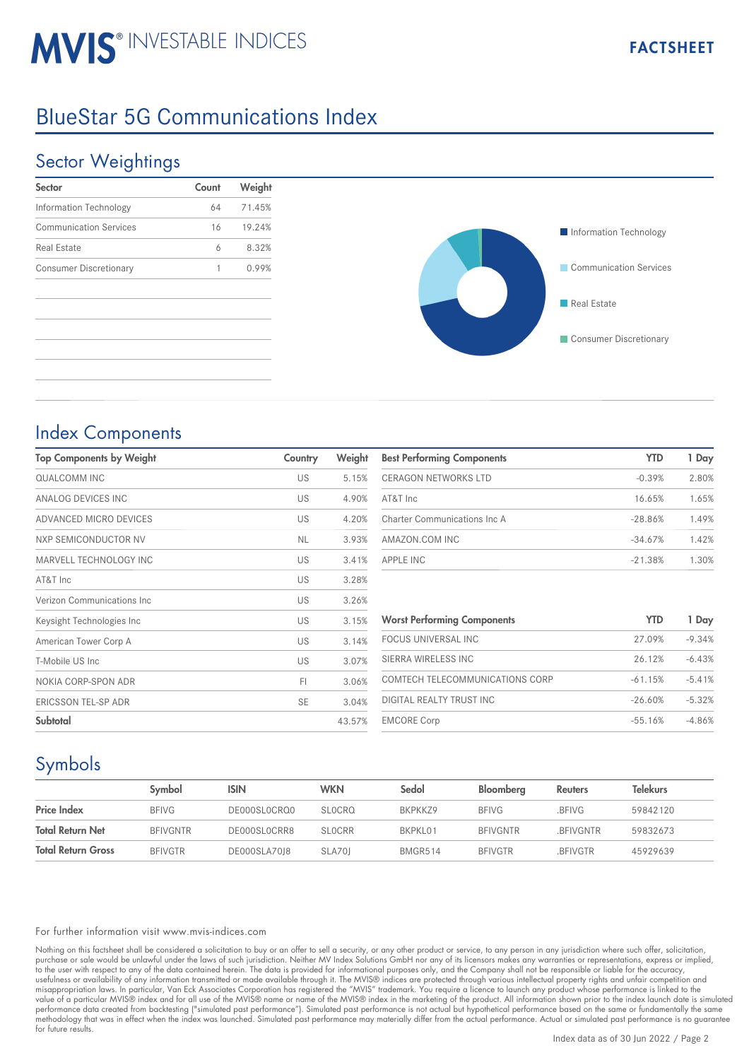# BlueStar 5G Communications Index

## Sector Weightings

| Sector | Count | Weight |
|---|---|---|
| Information Technology | 64 | 71.45% |
| Communication Services | 16 | 19.24% |
| Real Estate | 6 | 8.32% |
| Consumer Discretionary | 1 | 0.99% |

Information Technology
Communication Services
Real Estate
Consumer Discretionary

## Index Components

| Top Components by Weight | Country | Weight |
|---|---|---|
| QUALCOMM INC | US | 5.15% |
| ANALOG DEVICES INC | US | 4.90% |
| ADVANCED MICRO DEVICES | US | 4.20% |
| NXP SEMICONDUCTOR NV | NL | 3.93% |
| MARVELL TECHNOLOGY INC | US | 3.41% |
| AT&T Inc | US | 3.28% |
| Verizon Communications Inc | US | 3.26% |
| Keysight Technologies Inc | US | 3.15% |
| American Tower Corp A | US | 3.14% |
| T-Mobile US Inc | US | 3.07% |
| NOKIA CORP-SPON ADR | FI | 3.06% |
| ERICSSON TEL-SP ADR | SE | 3.04% |
| **Subtotal** | | 43.57% |

| Best Performing Components | YTD | 1 Day |
|---|---|---|
| CERAGON NETWORKS LTD | -0.39% | 2.80% |
| AT&T Inc | 16.65% | 1.65% |
| Charter Communications Inc A | -28.86% | 1.49% |
| AMAZON.COM INC | -34.67% | 1.42% |
| APPLE INC | -21.38% | 1.30% |

| Worst Performing Components | YTD | 1 Day |
|---|---|---|
| FOCUS UNIVERSAL INC | 27.09% | -9.34% |
| SIERRA WIRELESS INC | 26.12% | -6.43% |
| COMTECH TELECOMMUNICATIONS CORP | -61.15% | -5.41% |
| DIGITAL REALTY TRUST INC | -26.60% | -5.32% |
| EMCORE Corp | -55.16% | -4.86% |

## Symbols

| | Symbol | ISIN | WKN | Sedol | Bloomberg | Reuters | Telekurs |
|---|---|---|---|---|---|---|---|
| **Price Index** | BFIVG | DE000SL0CRQ0 | SL0CRQ | BKPKKZ9 | BFIVG | .BFIVG | 59842120 |
| **Total Return Net** | BFIVGNTR | DE000SL0CRR8 | SL0CRR | BKPKL01 | BFIVGNTR | .BFIVGNTR | 59832673 |
| **Total Return Gross** | BFIVGTR | DE000SLA70J8 | SLA70J | BMGR514 | BFIVGTR | .BFIVGTR | 45929639 |

For further information visit www.mvis-indices.com

Nothing on this factsheet shall be considered a solicitation to buy or an offer to sell a security, or any other product or service, to any person in any jurisdiction where such offer, solicitation, purchase or sale would be unlawful under the laws of such jurisdiction. Neither MV Index Solutions GmbH nor any of its licensors makes any warranties or representations, express or implied, to the user with respect to any of the data contained herein. The data is provided for informational purposes only, and the Company shall not be responsible or liable for the accuracy, usefulness or availability of any information transmitted or made available through it. The MVIS® indices are protected through various intellectual property rights and unfair competition and misappropriation laws. In particular, Van Eck Associates Corporation has registered the "MVIS" trademark. You require a licence to launch any product whose performance is linked to the value of a particular MVIS® index and for all use of the MVIS® name or name of the MVIS® index in the marketing of the product. All information shown prior to the index launch date is simulated performance data created from backtesting ("simulated past performance"). Simulated past performance is not actual but hypothetical performance based on the same or fundamentally the same methodology that was in effect when the index was launched. Simulated past performance may materially differ from the actual performance. Actual or simulated past performance is no guarantee for future results.

Index data as of 30 Jun 2022